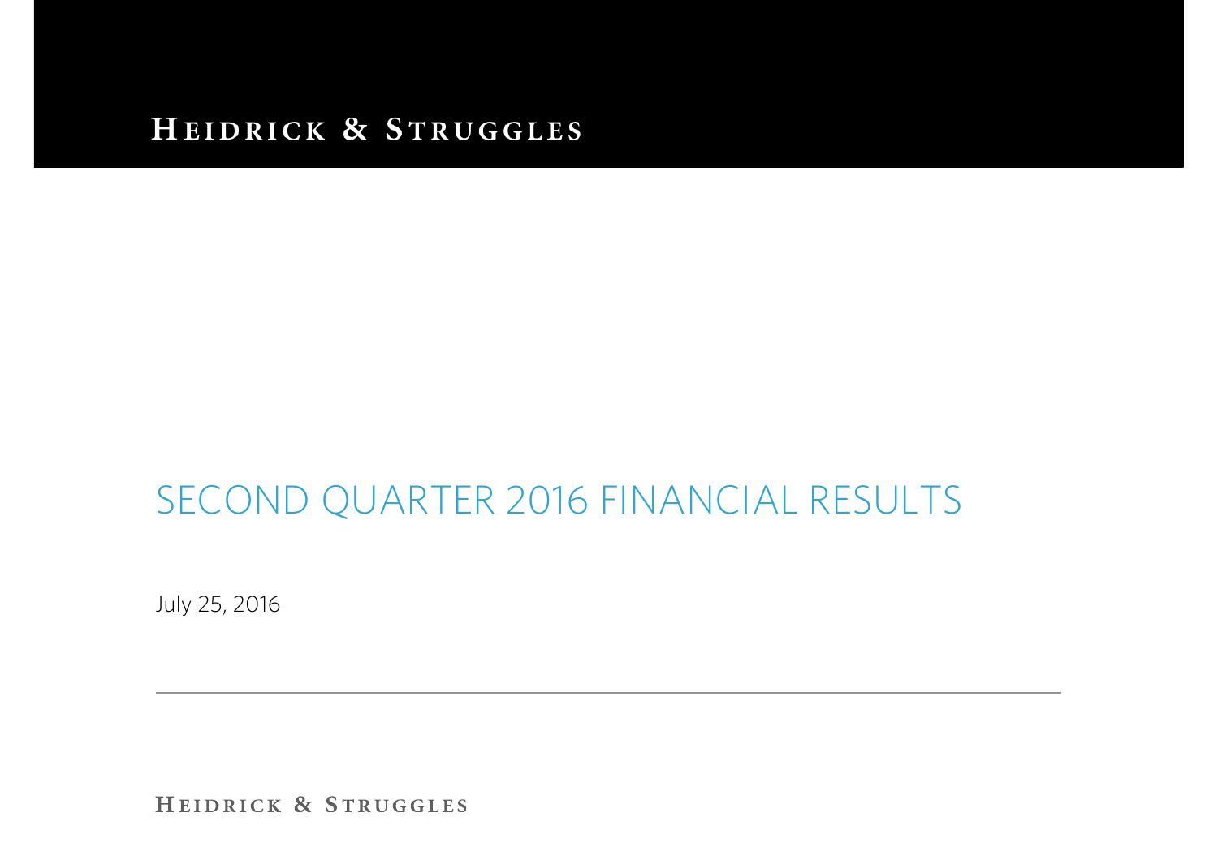HEIDRICK & STRUGGLES

# SECOND QUARTER 2016 FINANCIAL RESULTS

July 25, 2016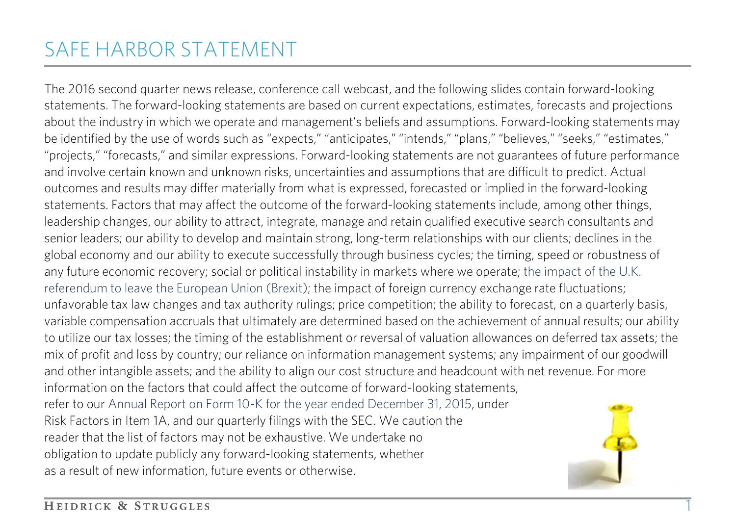# SAFE HARBOR STATEMENT

The 2016 second quarter news release, conference call webcast, and the following slides contain forward-looking statements. The forward-looking statements are based on current expectations, estimates, forecasts and projections about the industry in which we operate and management's beliefs and assumptions. Forward-looking statements may be identified by the use of words such as "expects," "anticipates," "intends," "plans," "believes," "seeks," "estimates," "projects," "forecasts," and similar expressions. Forward-looking statements are not guarantees of future performance and involve certain known and unknown risks, uncertainties and assumptions that are difficult to predict. Actual outcomes and results may differ materially from what is expressed, forecasted or implied in the forward-looking statements. Factors that may affect the outcome of the forward-looking statements include, among other things, leadership changes, our ability to attract, integrate, manage and retain qualified executive search consultants and senior leaders; our ability to develop and maintain strong, long-term relationships with our clients; declines in the global economy and our ability to execute successfully through business cycles; the timing, speed or robustness of any future economic recovery; social or political instability in markets where we operate; the impact of the U.K. referendum to leave the European Union (Brexit); the impact of foreign currency exchange rate fluctuations; unfavorable tax law changes and tax authority rulings; price competition; the ability to forecast, on a quarterly basis, variable compensation accruals that ultimately are determined based on the achievement of annual results; our ability to utilize our tax losses; the timing of the establishment or reversal of valuation allowances on deferred tax assets; the mix of profit and loss by country; our reliance on information management systems; any impairment of our goodwill and other intangible assets; and the ability to align our cost structure and headcount with net revenue. For more information on the factors that could affect the outcome of forward-looking statements, refer to our Annual Report on Form 10-K for the year ended December 31, 2015, under Risk Factors in Item 1A, and our quarterly filings with the SEC. We caution the reader that the list of factors may not be exhaustive. We undertake no obligation to update publicly any forward-looking statements, whether as a result of new information, future events or otherwise.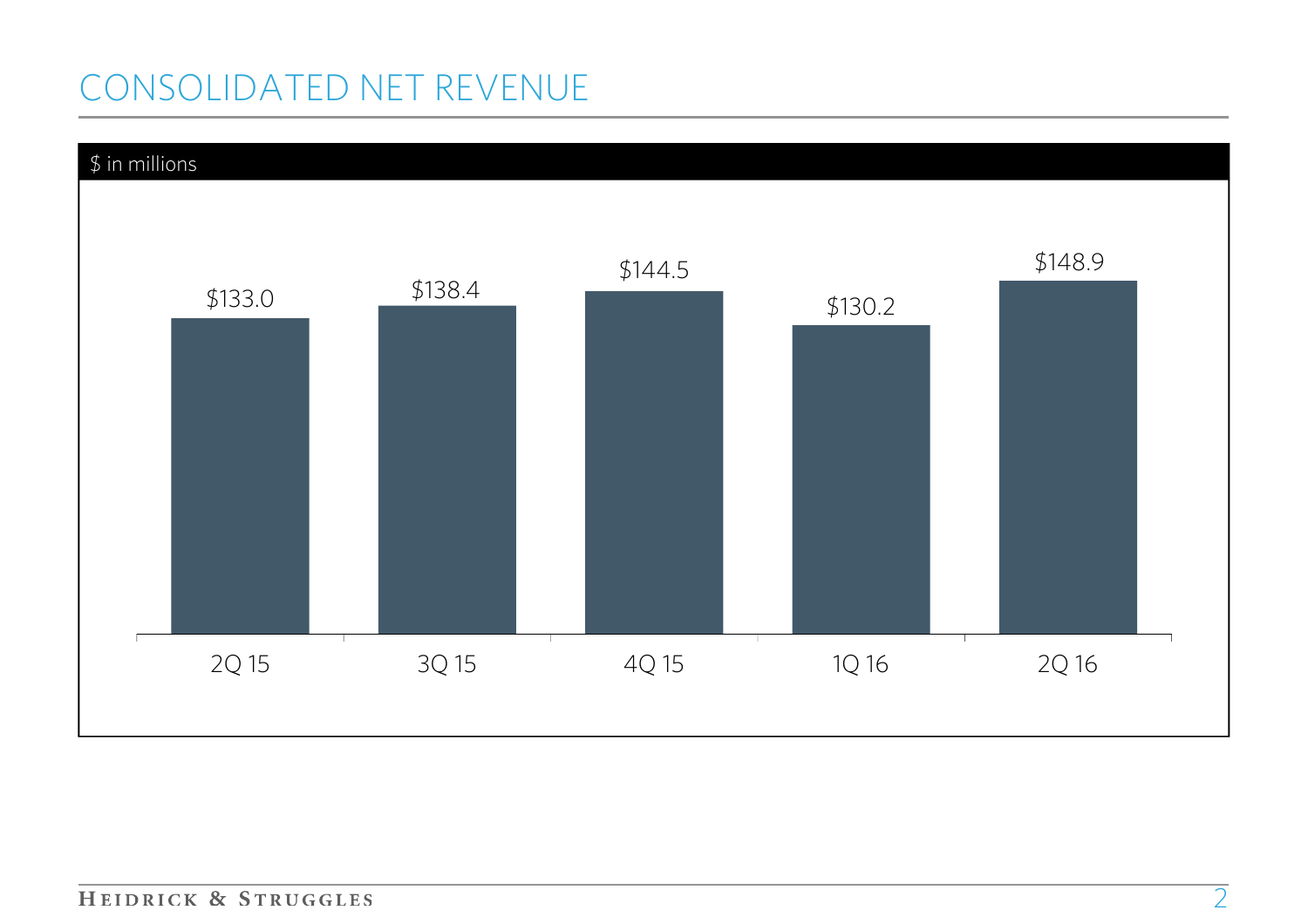# CONSOLIDATED NET REVENUE

$ in millions

| 2Q 15 | 3Q 15 | 4Q 15 | 1Q 16 | 2Q 16 |
|---|---|---|---|---|
| $133.0 | $138.4 | $144.5 | $130.2 | $148.9 |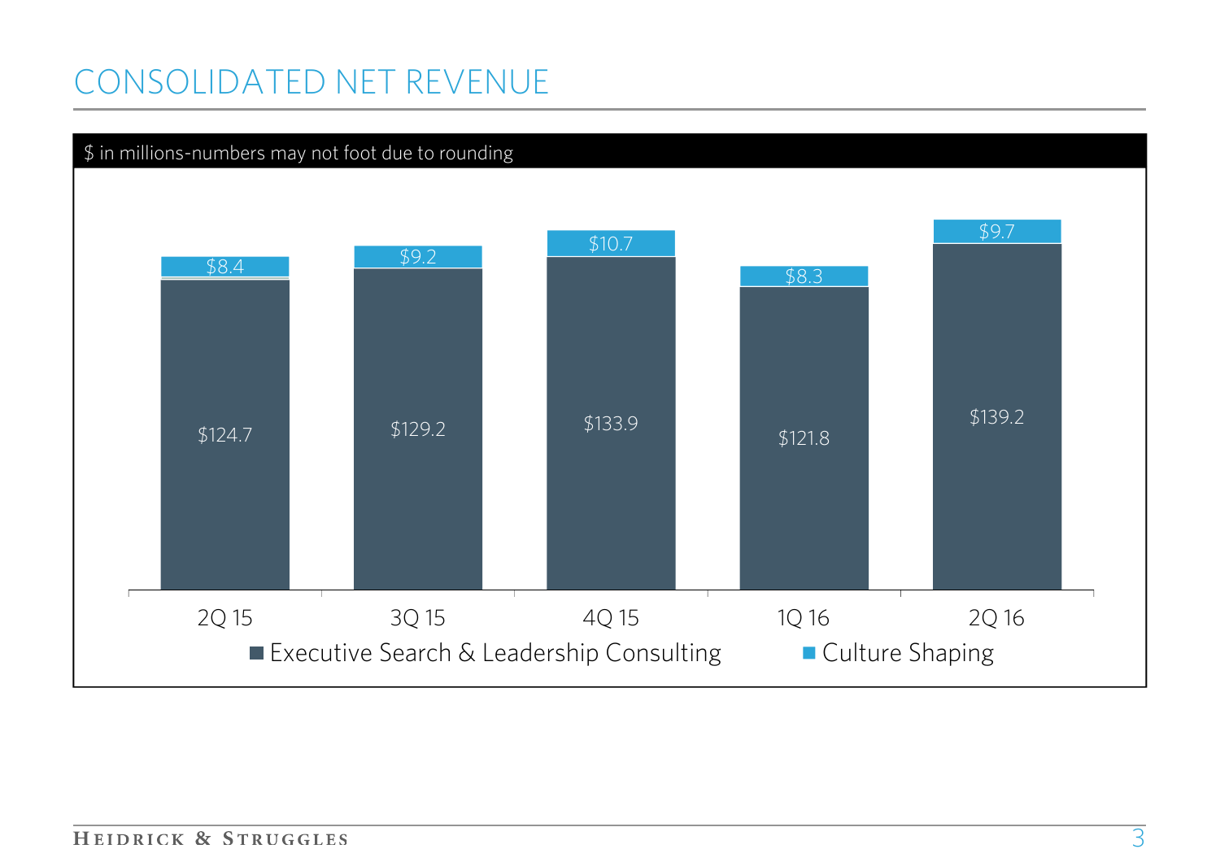# CONSOLIDATED NET REVENUE

$ in millions-numbers may not foot due to rounding

| | 2Q 15 | 3Q 15 | 4Q 15 | 1Q 16 | 2Q 16 |
|---|---|---|---|---|---|
| Executive Search & Leadership Consulting | $124.7 | $129.2 | $133.9 | $121.8 | $139.2 |
| Culture Shaping | $8.4 | $9.2 | $10.7 | $8.3 | $9.7 |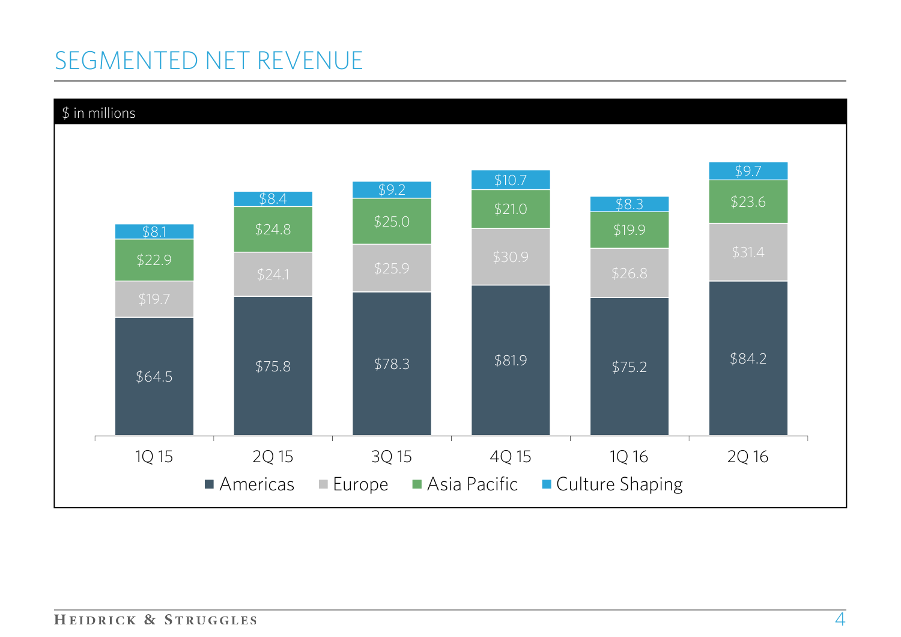# SEGMENTED NET REVENUE

$ in millions

| | 1Q 15 | 2Q 15 | 3Q 15 | 4Q 15 | 1Q 16 | 2Q 16 |
|---|---|---|---|---|---|---|
| Americas | $64.5 | $75.8 | $78.3 | $81.9 | $75.2 | $84.2 |
| Europe | $19.7 | $24.1 | $25.9 | $30.9 | $26.8 | $31.4 |
| Asia Pacific | $22.9 | $24.8 | $25.0 | $21.0 | $19.9 | $23.6 |
| Culture Shaping | $8.1 | $8.4 | $9.2 | $10.7 | $8.3 | $9.7 |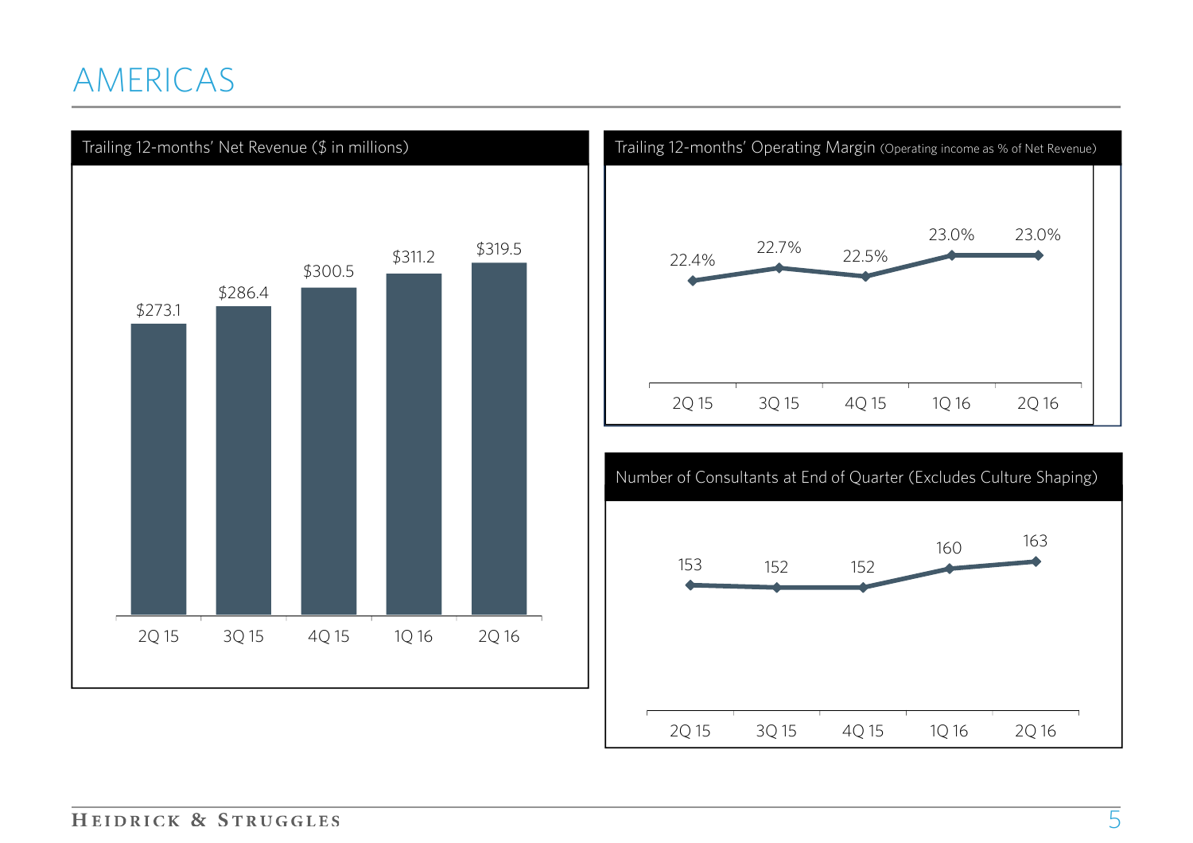# AMERICAS

## Trailing 12-months' Net Revenue ($ in millions)

| 2Q 15 | 3Q 15 | 4Q 15 | 1Q 16 | 2Q 16 |
|---|---|---|---|---|
| $273.1 | $286.4 | $300.5 | $311.2 | $319.5 |

## Trailing 12-months' Operating Margin (Operating income as % of Net Revenue)

| 2Q 15 | 3Q 15 | 4Q 15 | 1Q 16 | 2Q 16 |
|---|---|---|---|---|
| 22.4% | 22.7% | 22.5% | 23.0% | 23.0% |

## Number of Consultants at End of Quarter (Excludes Culture Shaping)

| 2Q 15 | 3Q 15 | 4Q 15 | 1Q 16 | 2Q 16 |
|---|---|---|---|---|
| 153 | 152 | 152 | 160 | 163 |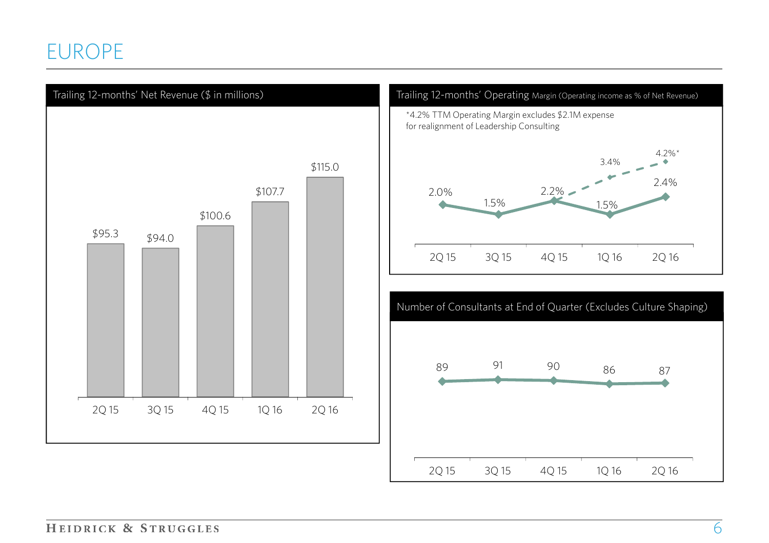# EUROPE

## Trailing 12-months' Net Revenue ($ in millions)

| Quarter | Net Revenue |
| --- | --- |
| 2Q 15 | $95.3 |
| 3Q 15 | $94.0 |
| 4Q 15 | $100.6 |
| 1Q 16 | $107.7 |
| 2Q 16 | $115.0 |

## Trailing 12-months' Operating Margin (Operating income as % of Net Revenue)

*4.2% TTM Operating Margin excludes $2.1M expense for realignment of Leadership Consulting

| Quarter | Operating Margin | Adjusted |
| --- | --- | --- |
| 2Q 15 | 2.0% | |
| 3Q 15 | 1.5% | |
| 4Q 15 | 2.2% | |
| 1Q 16 | 1.5% | 3.4% |
| 2Q 16 | 2.4% | 4.2%* |

## Number of Consultants at End of Quarter (Excludes Culture Shaping)

| Quarter | Consultants |
| --- | --- |
| 2Q 15 | 89 |
| 3Q 15 | 91 |
| 4Q 15 | 90 |
| 1Q 16 | 86 |
| 2Q 16 | 87 |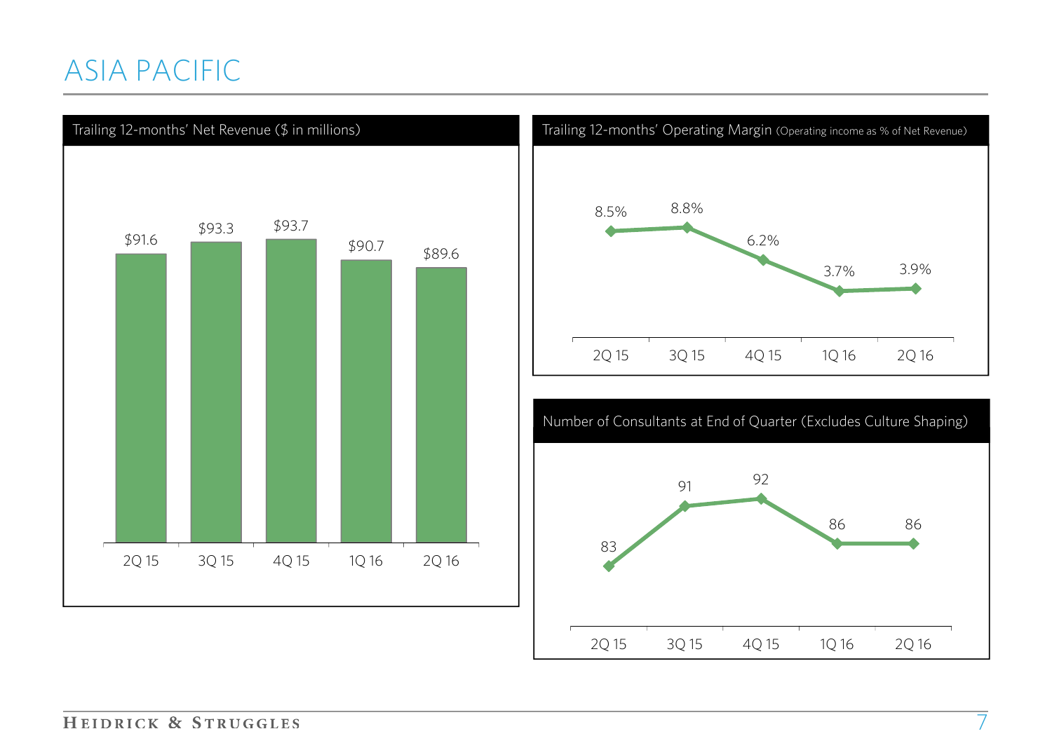# ASIA PACIFIC

## Trailing 12-months' Net Revenue ($ in millions)

| 2Q 15 | 3Q 15 | 4Q 15 | 1Q 16 | 2Q 16 |
|---|---|---|---|---|
| $91.6 | $93.3 | $93.7 | $90.7 | $89.6 |

## Trailing 12-months' Operating Margin (Operating income as % of Net Revenue)

| 2Q 15 | 3Q 15 | 4Q 15 | 1Q 16 | 2Q 16 |
|---|---|---|---|---|
| 8.5% | 8.8% | 6.2% | 3.7% | 3.9% |

## Number of Consultants at End of Quarter (Excludes Culture Shaping)

| 2Q 15 | 3Q 15 | 4Q 15 | 1Q 16 | 2Q 16 |
|---|---|---|---|---|
| 83 | 91 | 92 | 86 | 86 |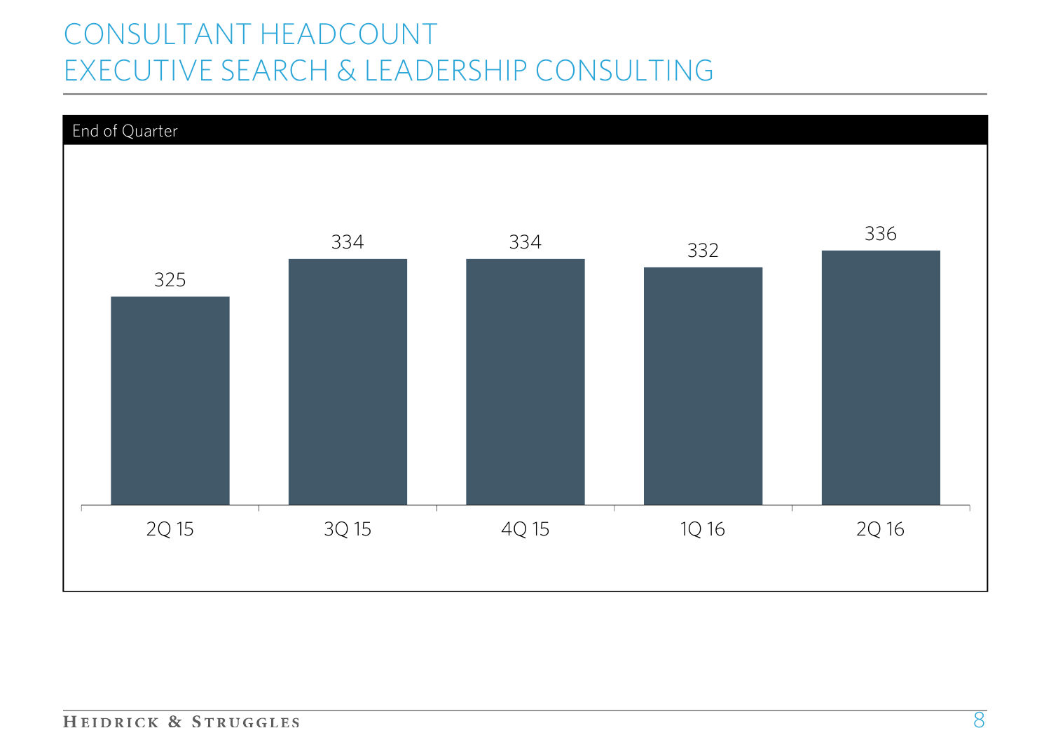# CONSULTANT HEADCOUNT
# EXECUTIVE SEARCH & LEADERSHIP CONSULTING

End of Quarter

| 2Q 15 | 3Q 15 | 4Q 15 | 1Q 16 | 2Q 16 |
|---|---|---|---|---|
| 325 | 334 | 334 | 332 | 336 |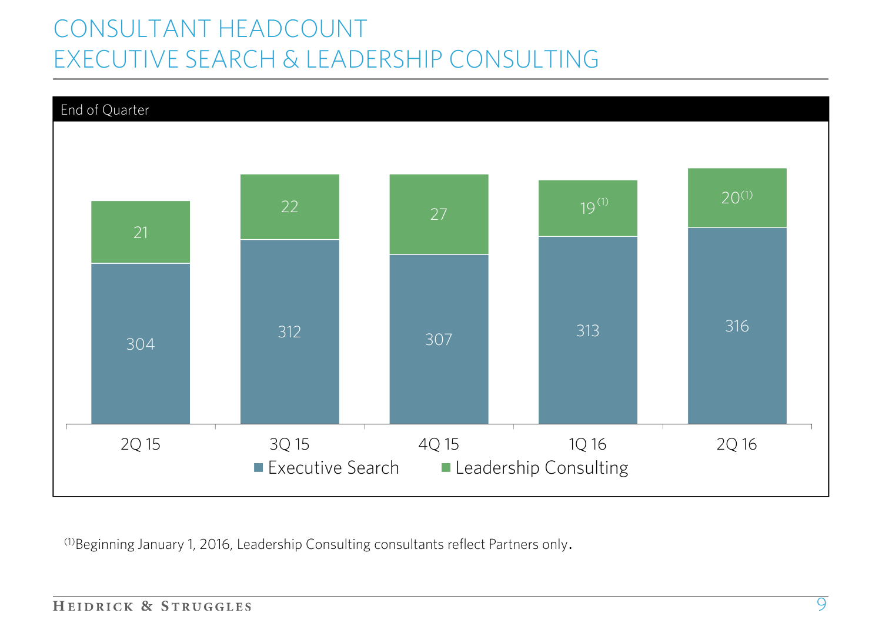# CONSULTANT HEADCOUNT
# EXECUTIVE SEARCH & LEADERSHIP CONSULTING

End of Quarter

| | 2Q 15 | 3Q 15 | 4Q 15 | 1Q 16 | 2Q 16 |
|---|---|---|---|---|---|
| Executive Search | 304 | 312 | 307 | 313 | 316 |
| Leadership Consulting | 21 | 22 | 27 | 19[1] | 20[1] |

[1]Beginning January 1, 2016, Leadership Consulting consultants reflect Partners only.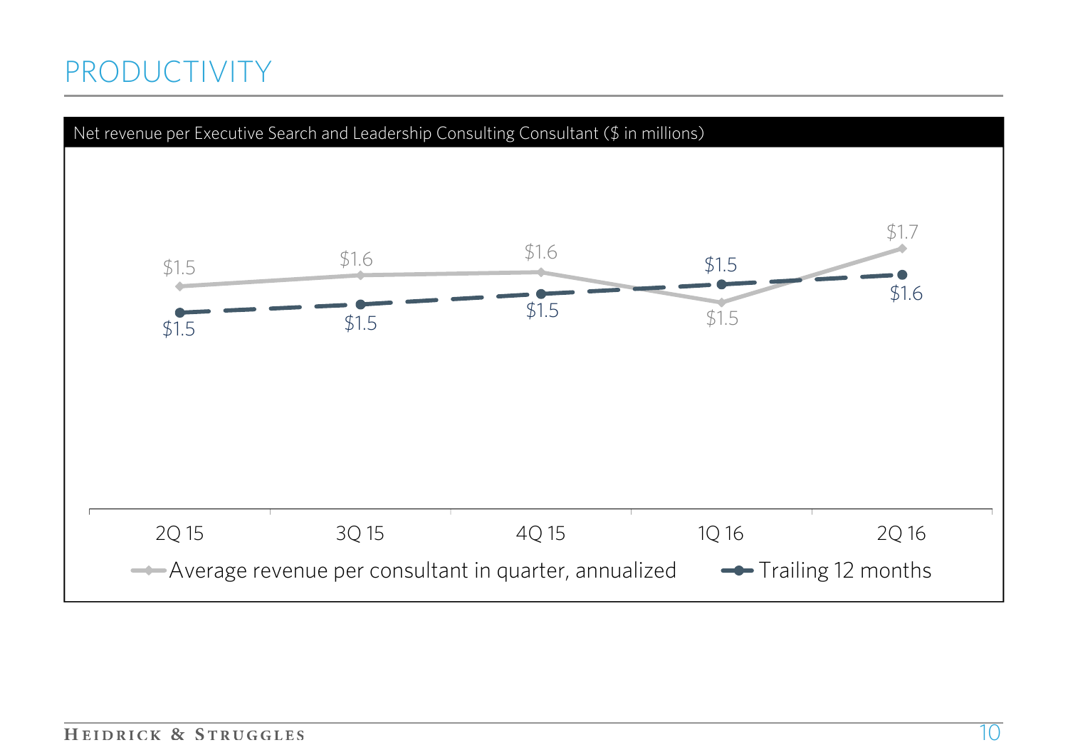# PRODUCTIVITY

Net revenue per Executive Search and Leadership Consulting Consultant ($ in millions)

| | 2Q 15 | 3Q 15 | 4Q 15 | 1Q 16 | 2Q 16 |
|---|---|---|---|---|---|
| Average revenue per consultant in quarter, annualized | $1.5 | $1.6 | $1.6 | $1.5 | $1.7 |
| Trailing 12 months | $1.5 | $1.5 | $1.5 | $1.5 | $1.6 |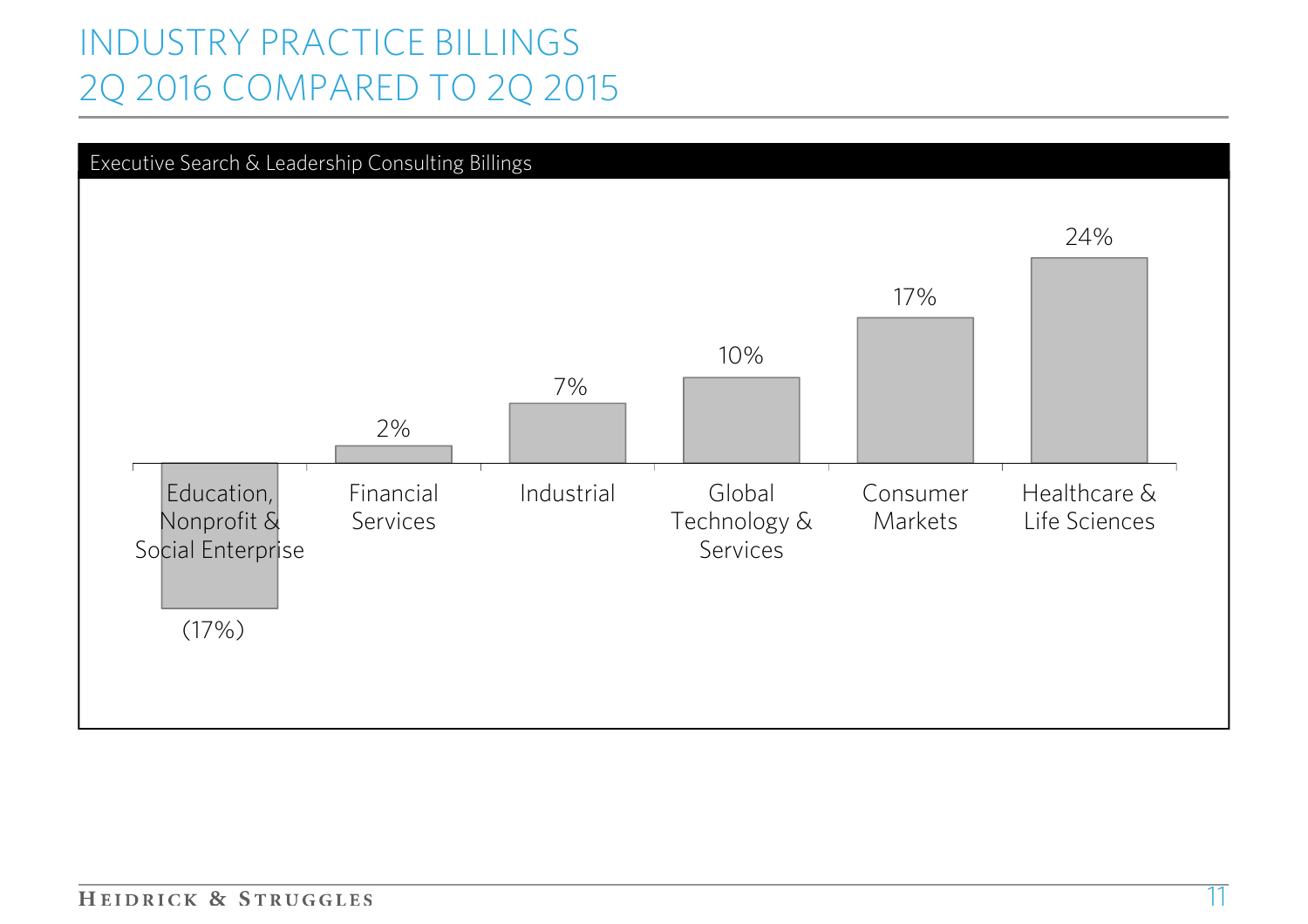# INDUSTRY PRACTICE BILLINGS
# 2Q 2016 COMPARED TO 2Q 2015

Executive Search & Leadership Consulting Billings

| Industry Practice | Change |
|---|---|
| Education, Nonprofit & Social Enterprise | (17%) |
| Financial Services | 2% |
| Industrial | 7% |
| Global Technology & Services | 10% |
| Consumer Markets | 17% |
| Healthcare & Life Sciences | 24% |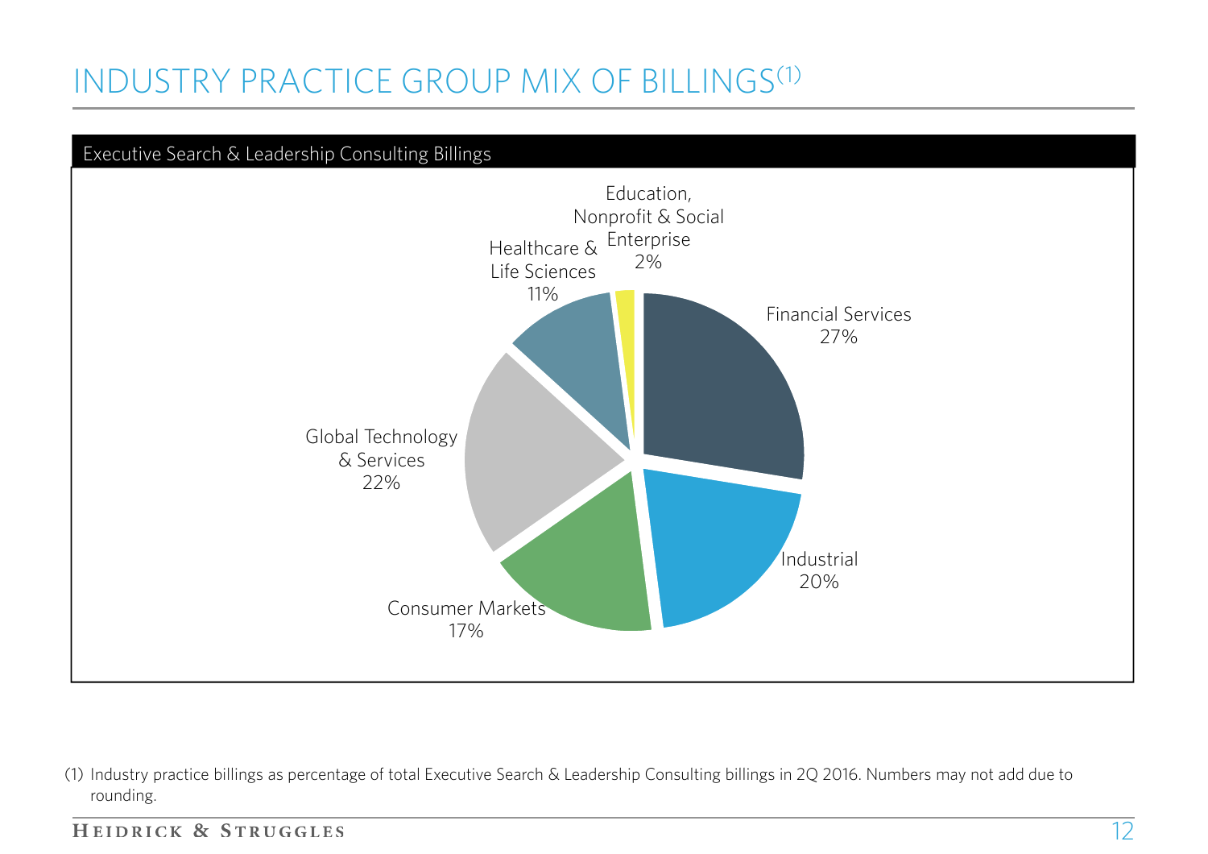# INDUSTRY PRACTICE GROUP MIX OF BILLINGS[1]

**Executive Search & Leadership Consulting Billings**

| Industry Practice Group | Share of Billings |
|---|---|
| Financial Services | 27% |
| Industrial | 20% |
| Consumer Markets | 17% |
| Global Technology & Services | 22% |
| Healthcare & Life Sciences | 11% |
| Education, Nonprofit & Social Enterprise | 2% |

(1) Industry practice billings as percentage of total Executive Search & Leadership Consulting billings in 2Q 2016. Numbers may not add due to rounding.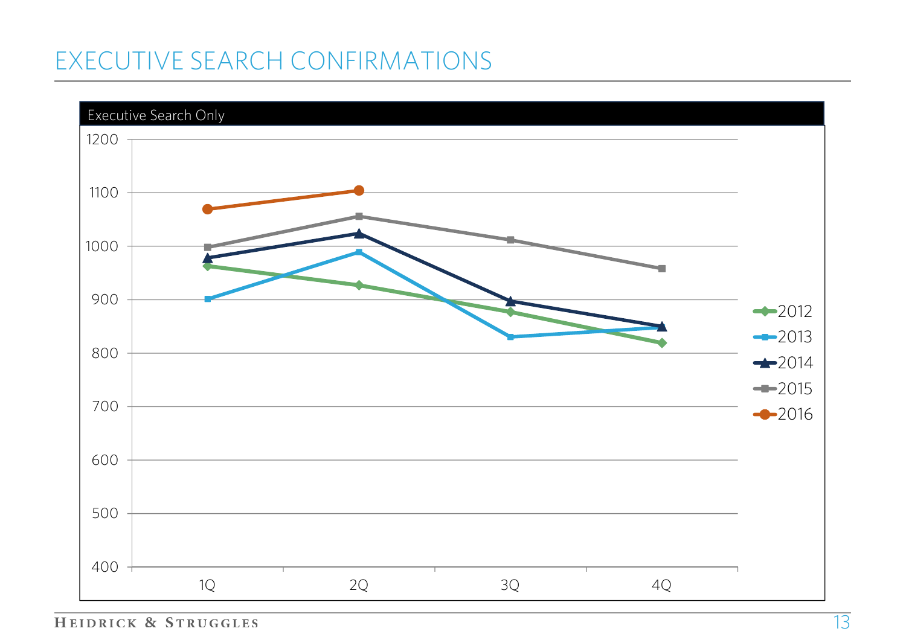# EXECUTIVE SEARCH CONFIRMATIONS

Executive Search Only

1200
1100
1000
900
800
700
600
500
400

1Q 2Q 3Q 4Q

2012
2013
2014
2015
2016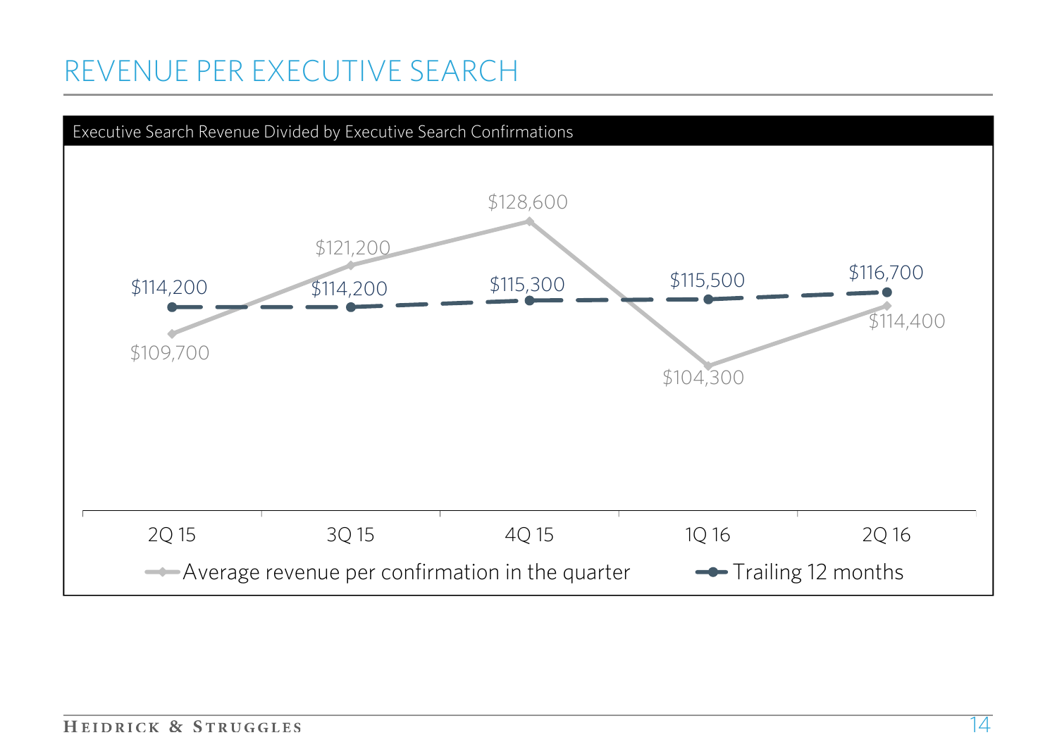# REVENUE PER EXECUTIVE SEARCH

**Executive Search Revenue Divided by Executive Search Confirmations**

| | 2Q 15 | 3Q 15 | 4Q 15 | 1Q 16 | 2Q 16 |
|---|---|---|---|---|---|
| Average revenue per confirmation in the quarter | $109,700 | $121,200 | $128,600 | $104,300 | $114,400 |
| Trailing 12 months | $114,200 | $114,200 | $115,300 | $115,500 | $116,700 |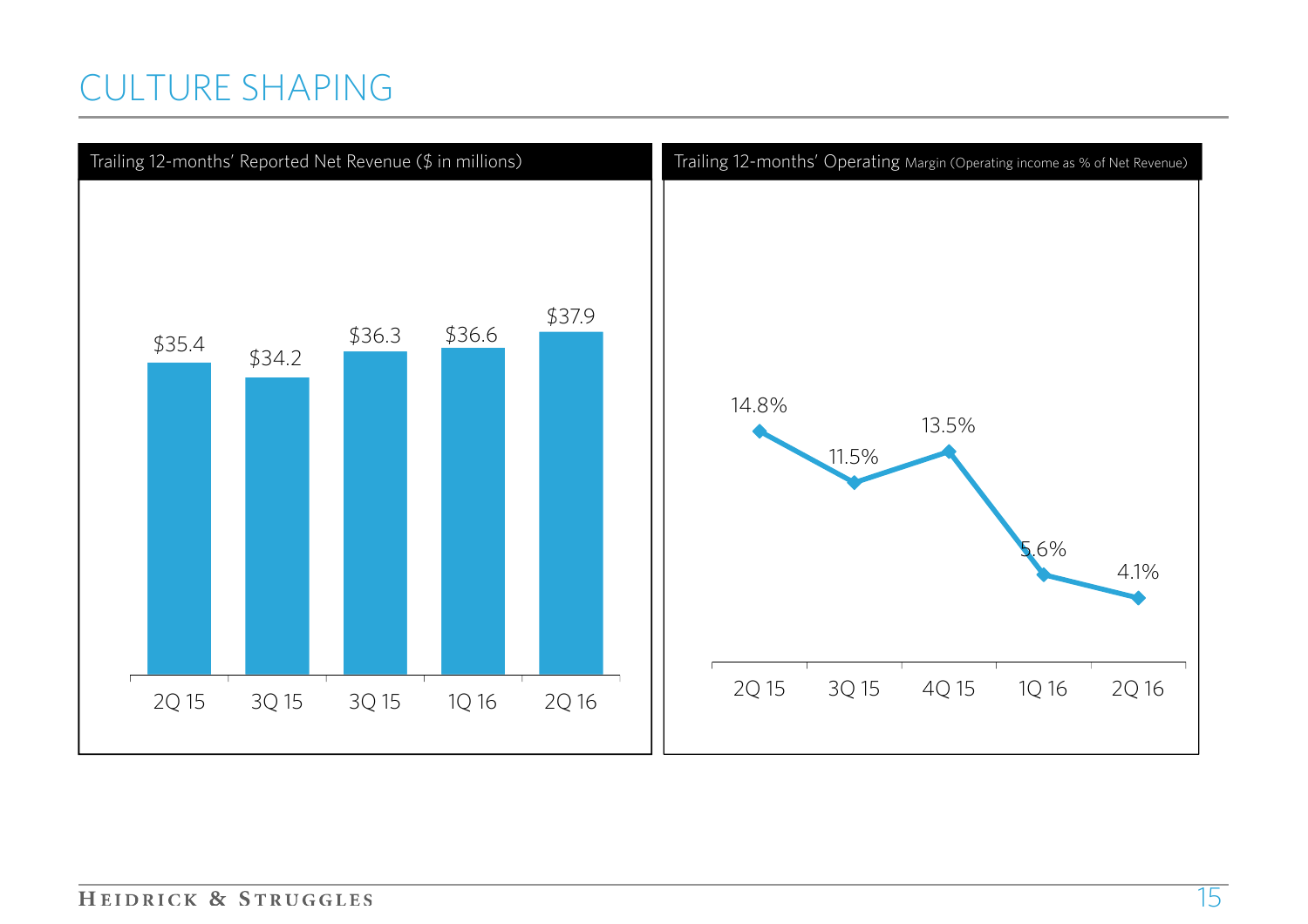# CULTURE SHAPING

**Trailing 12-months' Reported Net Revenue ($ in millions)**

| 2Q 15 | 3Q 15 | 3Q 15 | 1Q 16 | 2Q 16 |
|---|---|---|---|---|
| $35.4 | $34.2 | $36.3 | $36.6 | $37.9 |

**Trailing 12-months' Operating Margin (Operating income as % of Net Revenue)**

| 2Q 15 | 3Q 15 | 4Q 15 | 1Q 16 | 2Q 16 |
|---|---|---|---|---|
| 14.8% | 11.5% | 13.5% | 5.6% | 4.1% |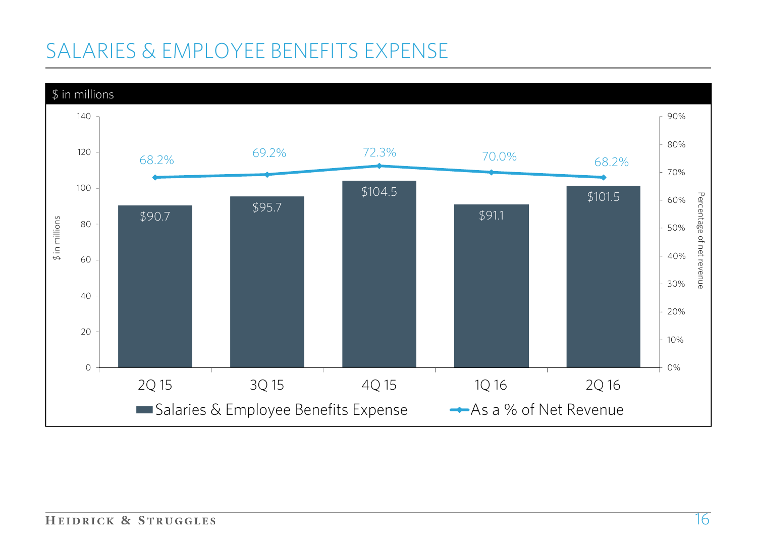# SALARIES & EMPLOYEE BENEFITS EXPENSE

$ in millions

| | 2Q 15 | 3Q 15 | 4Q 15 | 1Q 16 | 2Q 16 |
|---|---|---|---|---|---|
| Salaries & Employee Benefits Expense | $90.7 | $95.7 | $104.5 | $91.1 | $101.5 |
| As a % of Net Revenue | 68.2% | 69.2% | 72.3% | 70.0% | 68.2% |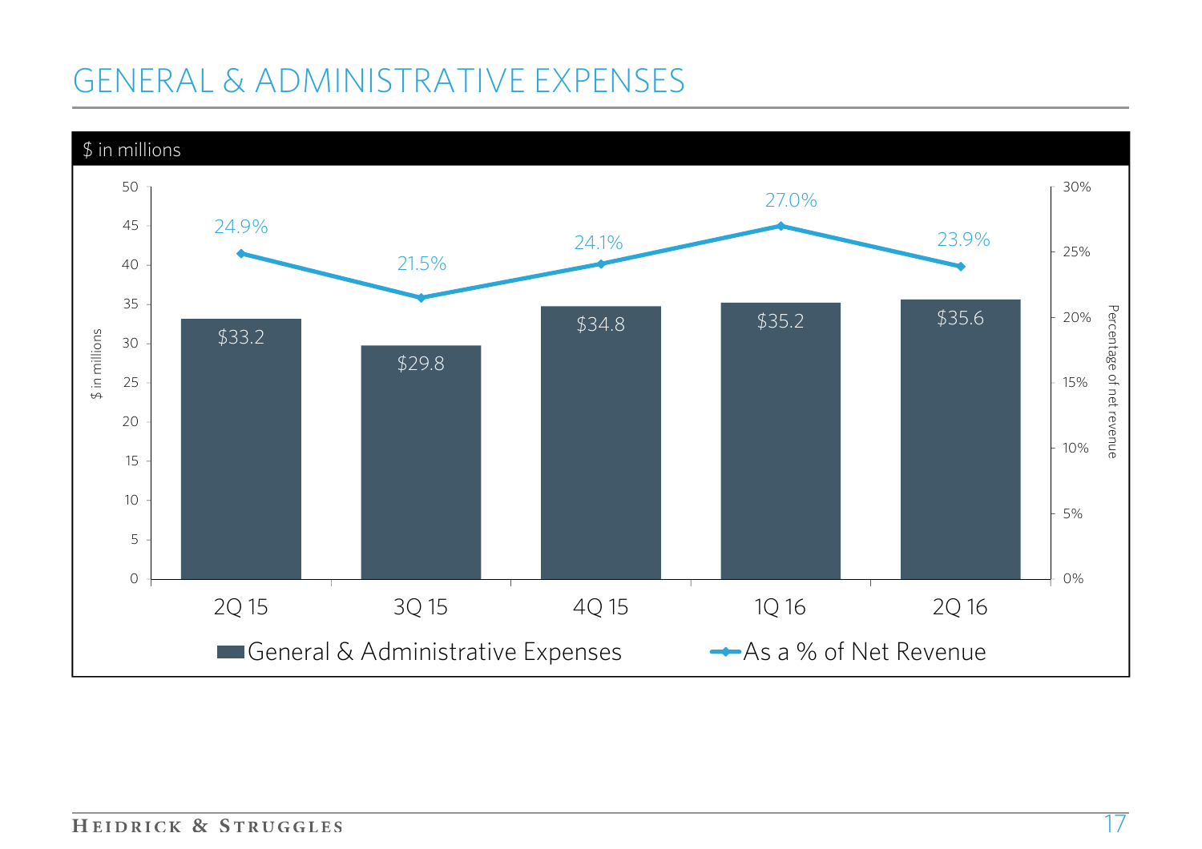# GENERAL & ADMINISTRATIVE EXPENSES

$ in millions

| | 2Q 15 | 3Q 15 | 4Q 15 | 1Q 16 | 2Q 16 |
|---|---|---|---|---|---|
| General & Administrative Expenses | $33.2 | $29.8 | $34.8 | $35.2 | $35.6 |
| As a % of Net Revenue | 24.9% | 21.5% | 24.1% | 27.0% | 23.9% |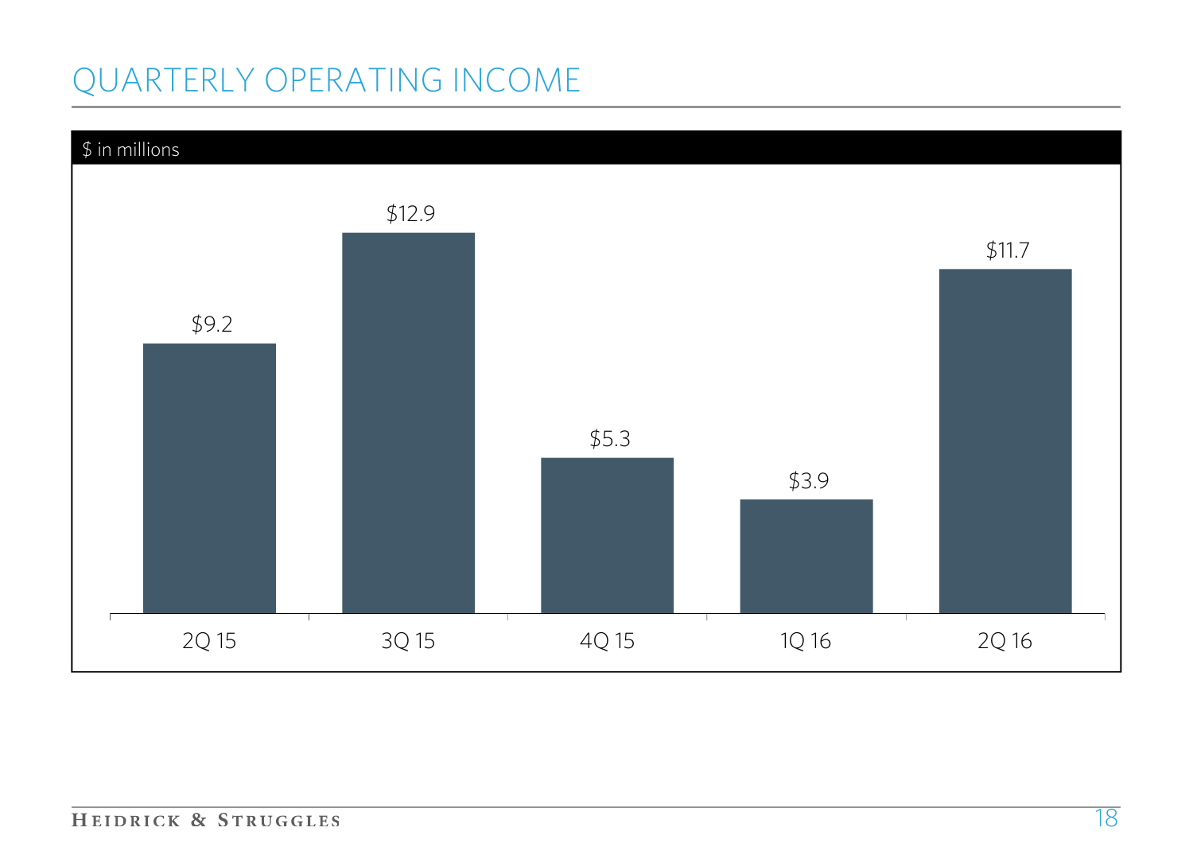# QUARTERLY OPERATING INCOME

$ in millions

| Quarter | Operating Income |
|---|---|
| 2Q 15 | $9.2 |
| 3Q 15 | $12.9 |
| 4Q 15 | $5.3 |
| 1Q 16 | $3.9 |
| 2Q 16 | $11.7 |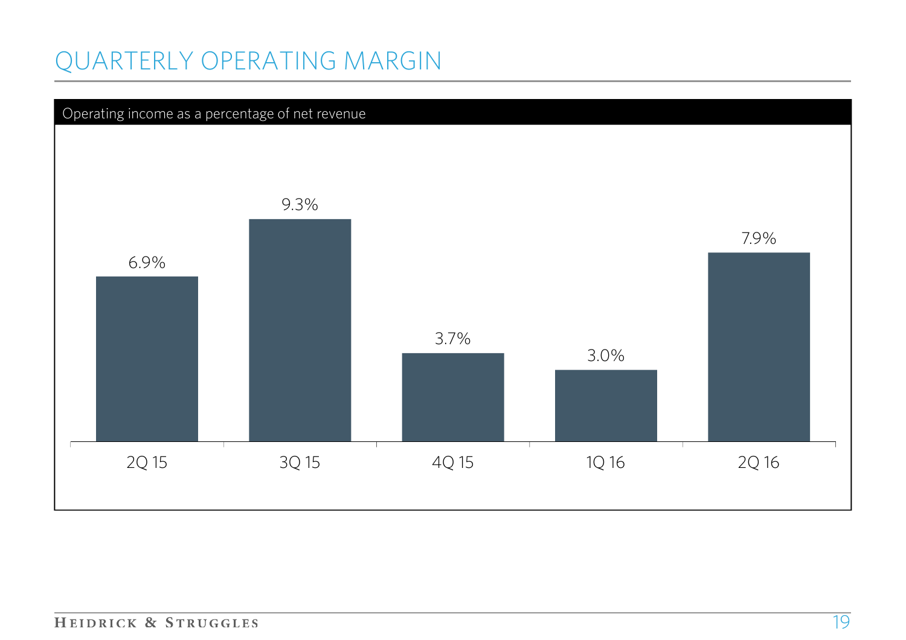# QUARTERLY OPERATING MARGIN

Operating income as a percentage of net revenue

| 2Q 15 | 3Q 15 | 4Q 15 | 1Q 16 | 2Q 16 |
|---|---|---|---|---|
| 6.9% | 9.3% | 3.7% | 3.0% | 7.9% |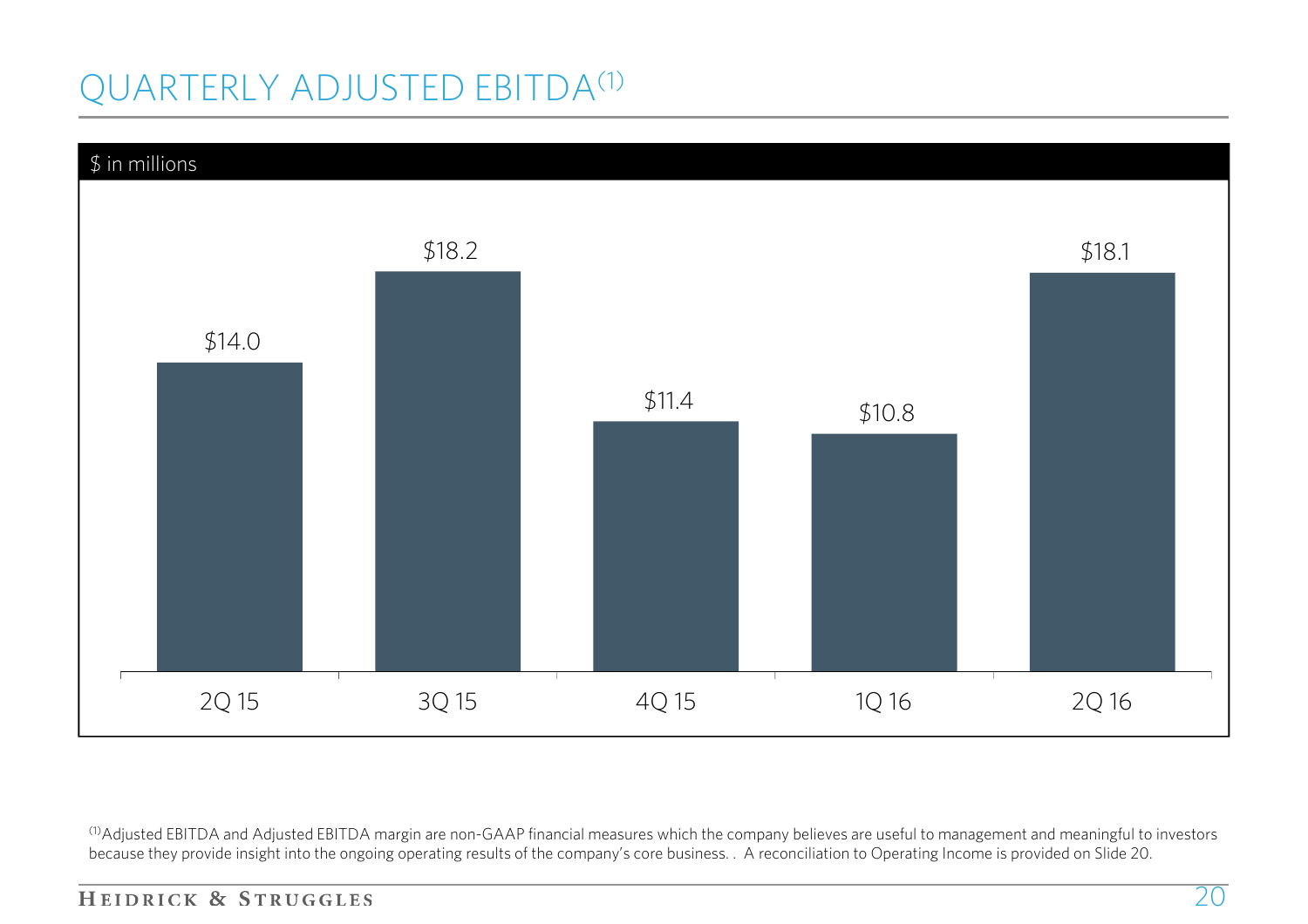# QUARTERLY ADJUSTED EBITDA[(1)]

$ in millions

| Quarter | Adjusted EBITDA |
|---|---|
| 2Q 15 | $14.0 |
| 3Q 15 | $18.2 |
| 4Q 15 | $11.4 |
| 1Q 16 | $10.8 |
| 2Q 16 | $18.1 |

[(1)]Adjusted EBITDA and Adjusted EBITDA margin are non-GAAP financial measures which the company believes are useful to management and meaningful to investors because they provide insight into the ongoing operating results of the company's core business. . A reconciliation to Operating Income is provided on Slide 20.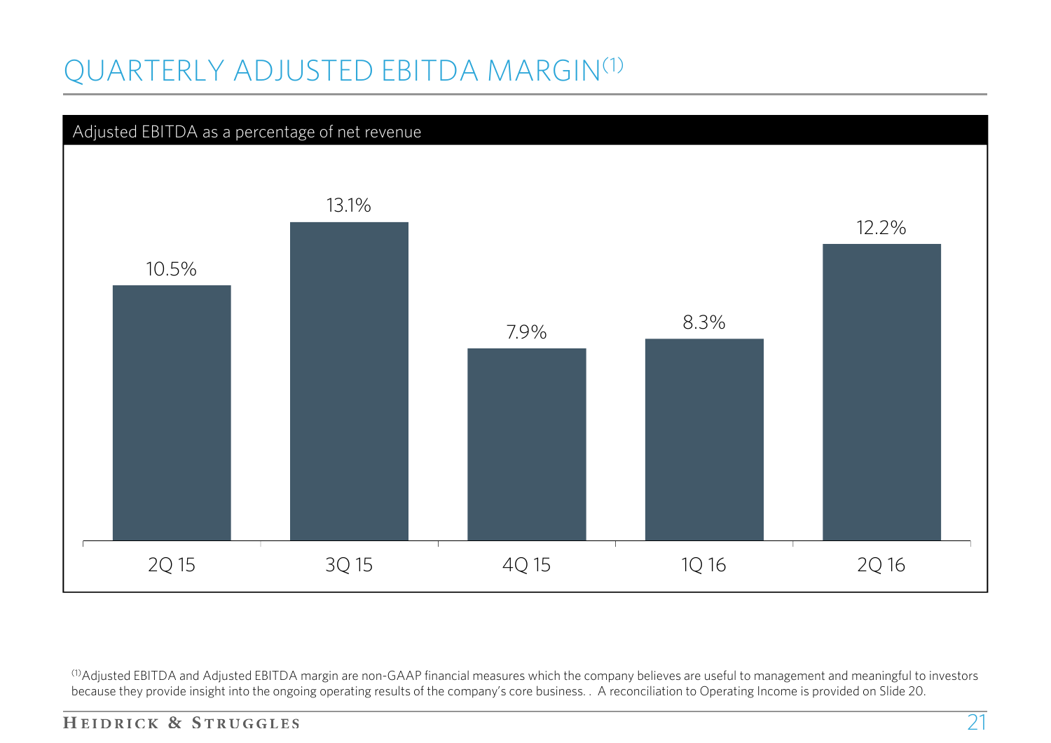# QUARTERLY ADJUSTED EBITDA MARGIN[1]

**Adjusted EBITDA as a percentage of net revenue**

| 2Q 15 | 3Q 15 | 4Q 15 | 1Q 16 | 2Q 16 |
|---|---|---|---|---|
| 10.5% | 13.1% | 7.9% | 8.3% | 12.2% |

[1] Adjusted EBITDA and Adjusted EBITDA margin are non-GAAP financial measures which the company believes are useful to management and meaningful to investors because they provide insight into the ongoing operating results of the company's core business. . A reconciliation to Operating Income is provided on Slide 20.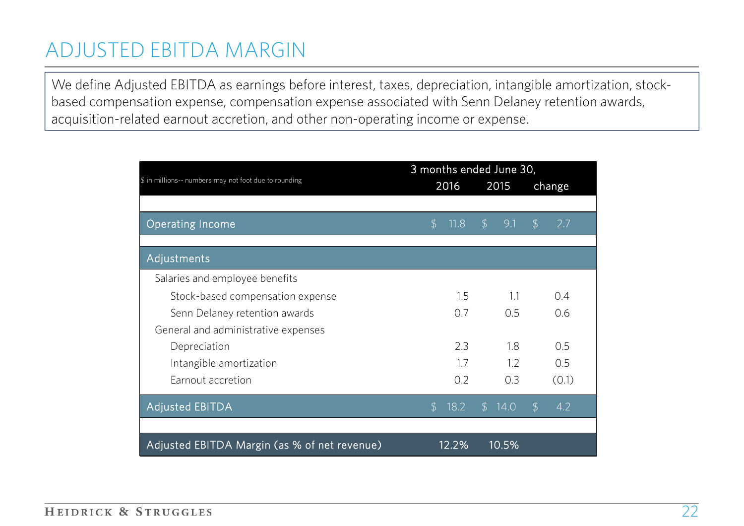# ADJUSTED EBITDA MARGIN

We define Adjusted EBITDA as earnings before interest, taxes, depreciation, intangible amortization, stock-based compensation expense, compensation expense associated with Senn Delaney retention awards, acquisition-related earnout accretion, and other non-operating income or expense.

| $ in millions-- numbers may not foot due to rounding | 3 months ended June 30, 2016 | 2015 | change |
|---|---|---|---|
| **Operating Income** | $ 11.8 | $ 9.1 | $ 2.7 |
| **Adjustments** | | | |
| Salaries and employee benefits | | | |
| Stock-based compensation expense | 1.5 | 1.1 | 0.4 |
| Senn Delaney retention awards | 0.7 | 0.5 | 0.6 |
| General and administrative expenses | | | |
| Depreciation | 2.3 | 1.8 | 0.5 |
| Intangible amortization | 1.7 | 1.2 | 0.5 |
| Earnout accretion | 0.2 | 0.3 | (0.1) |
| **Adjusted EBITDA** | $ 18.2 | $ 14.0 | $ 4.2 |
| **Adjusted EBITDA Margin (as % of net revenue)** | 12.2% | 10.5% | |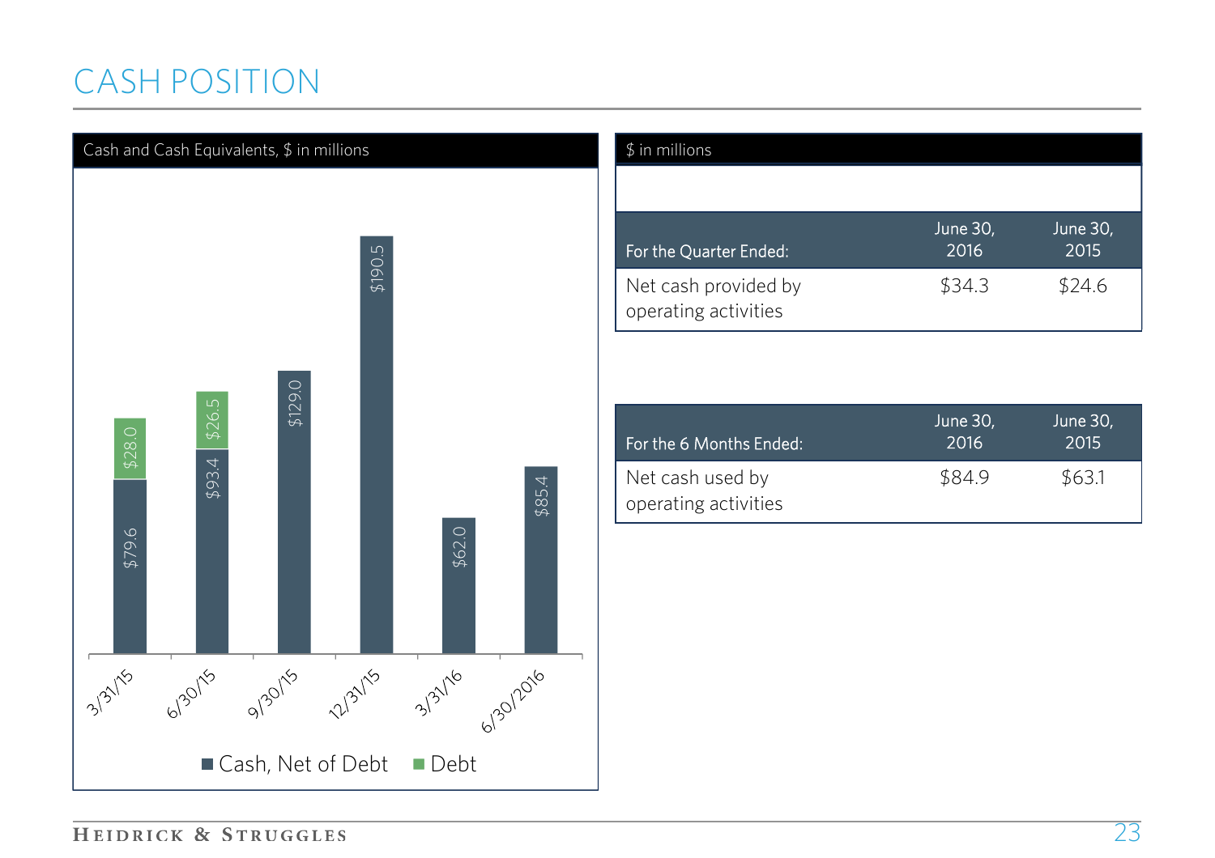# CASH POSITION

**Cash and Cash Equivalents, $ in millions**

| Date | Cash, Net of Debt | Debt |
|---|---|---|
| 3/31/15 | $79.6 | $28.0 |
| 6/30/15 | $93.4 | $26.5 |
| 9/30/15 | $129.0 | |
| 12/31/15 | $190.5 | |
| 3/31/16 | $62.0 | |
| 6/30/2016 | $85.4 | |

**$ in millions**

| For the Quarter Ended: | June 30, 2016 | June 30, 2015 |
|---|---|---|
| Net cash provided by operating activities | $34.3 | $24.6 |

| For the 6 Months Ended: | June 30, 2016 | June 30, 2015 |
|---|---|---|
| Net cash used by operating activities | $84.9 | $63.1 |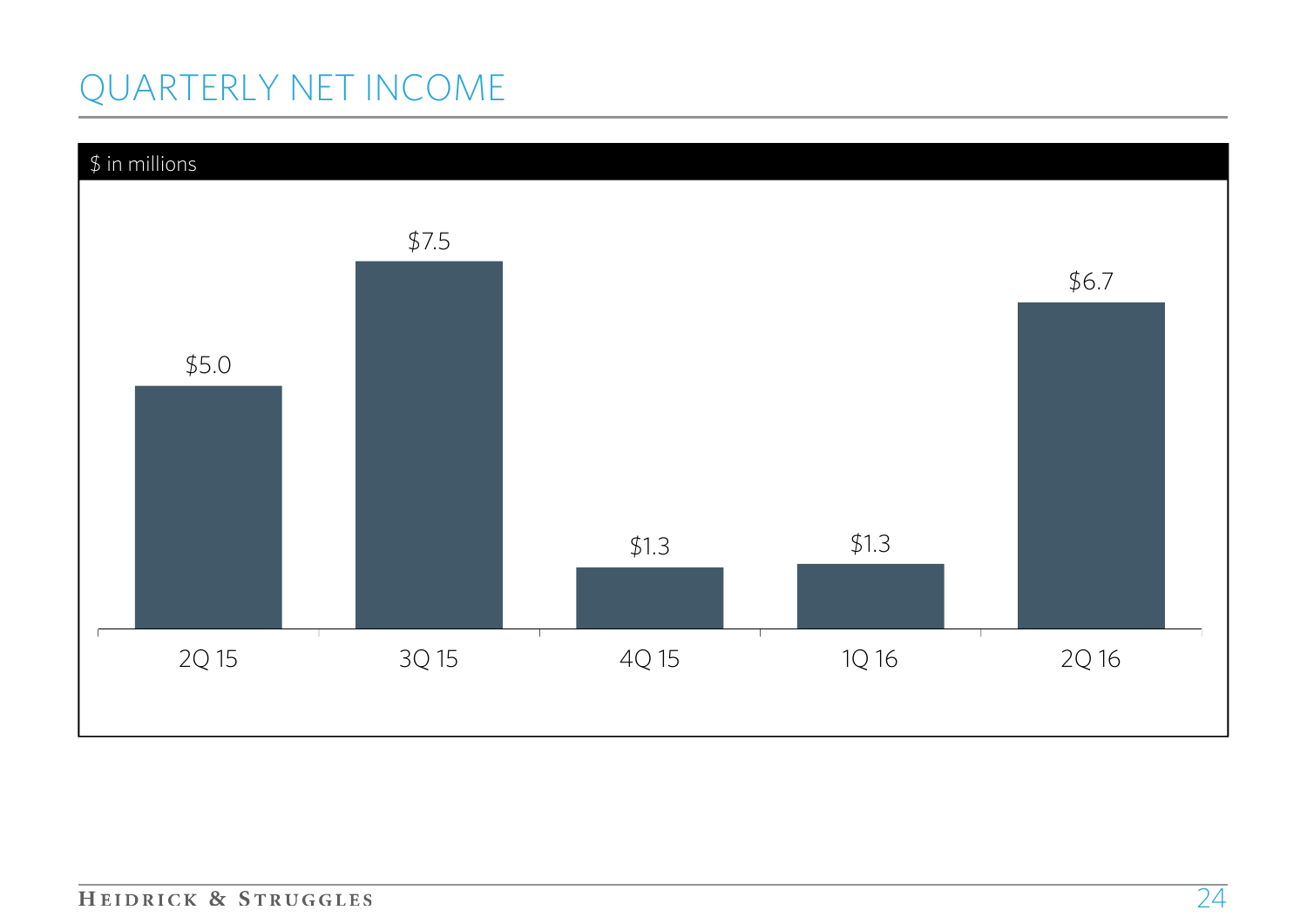# QUARTERLY NET INCOME

$ in millions

| 2Q 15 | 3Q 15 | 4Q 15 | 1Q 16 | 2Q 16 |
|---|---|---|---|---|
| $5.0 | $7.5 | $1.3 | $1.3 | $6.7 |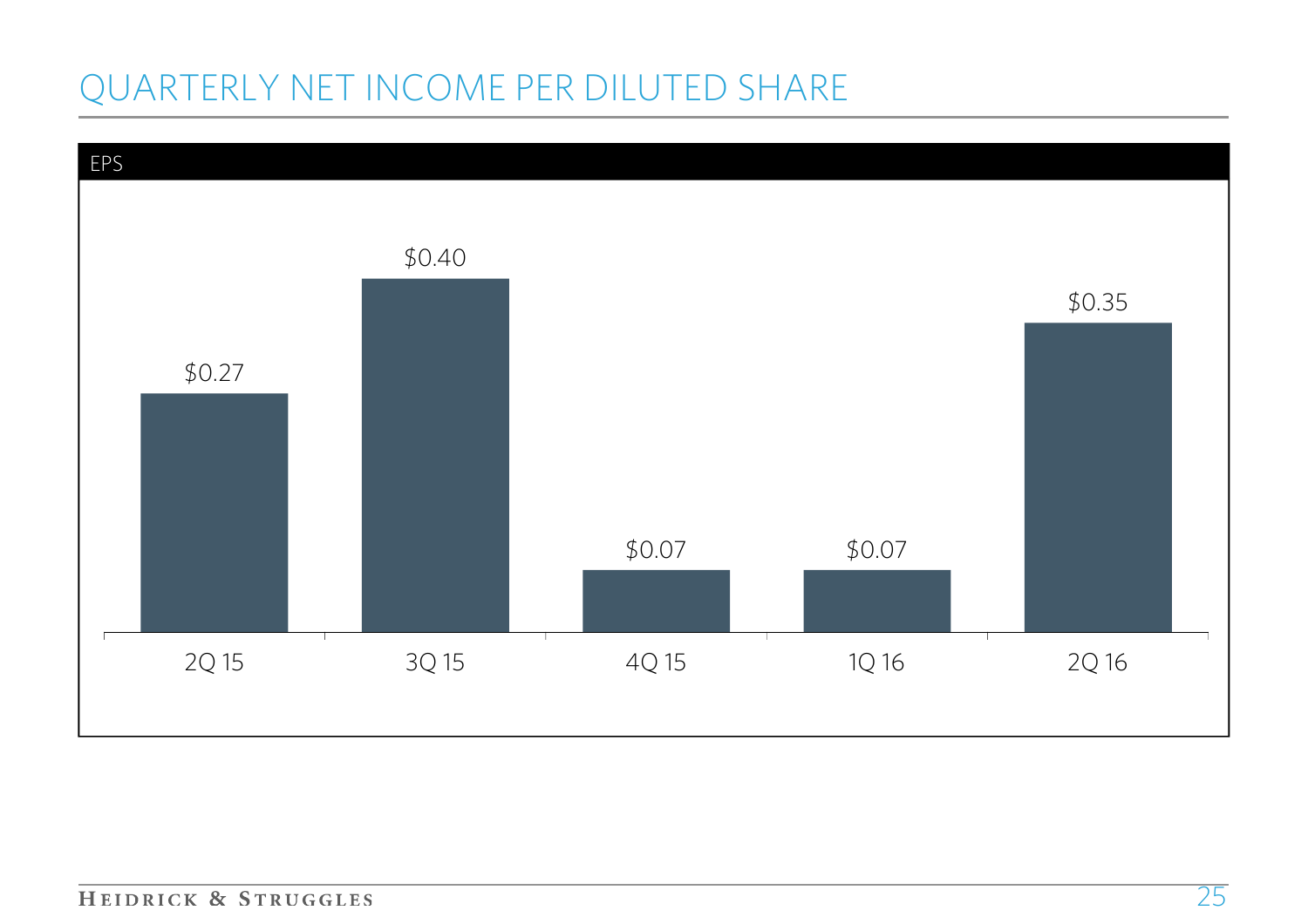# QUARTERLY NET INCOME PER DILUTED SHARE

**EPS**

| Quarter | EPS |
| --- | --- |
| 2Q 15 | $0.27 |
| 3Q 15 | $0.40 |
| 4Q 15 | $0.07 |
| 1Q 16 | $0.07 |
| 2Q 16 | $0.35 |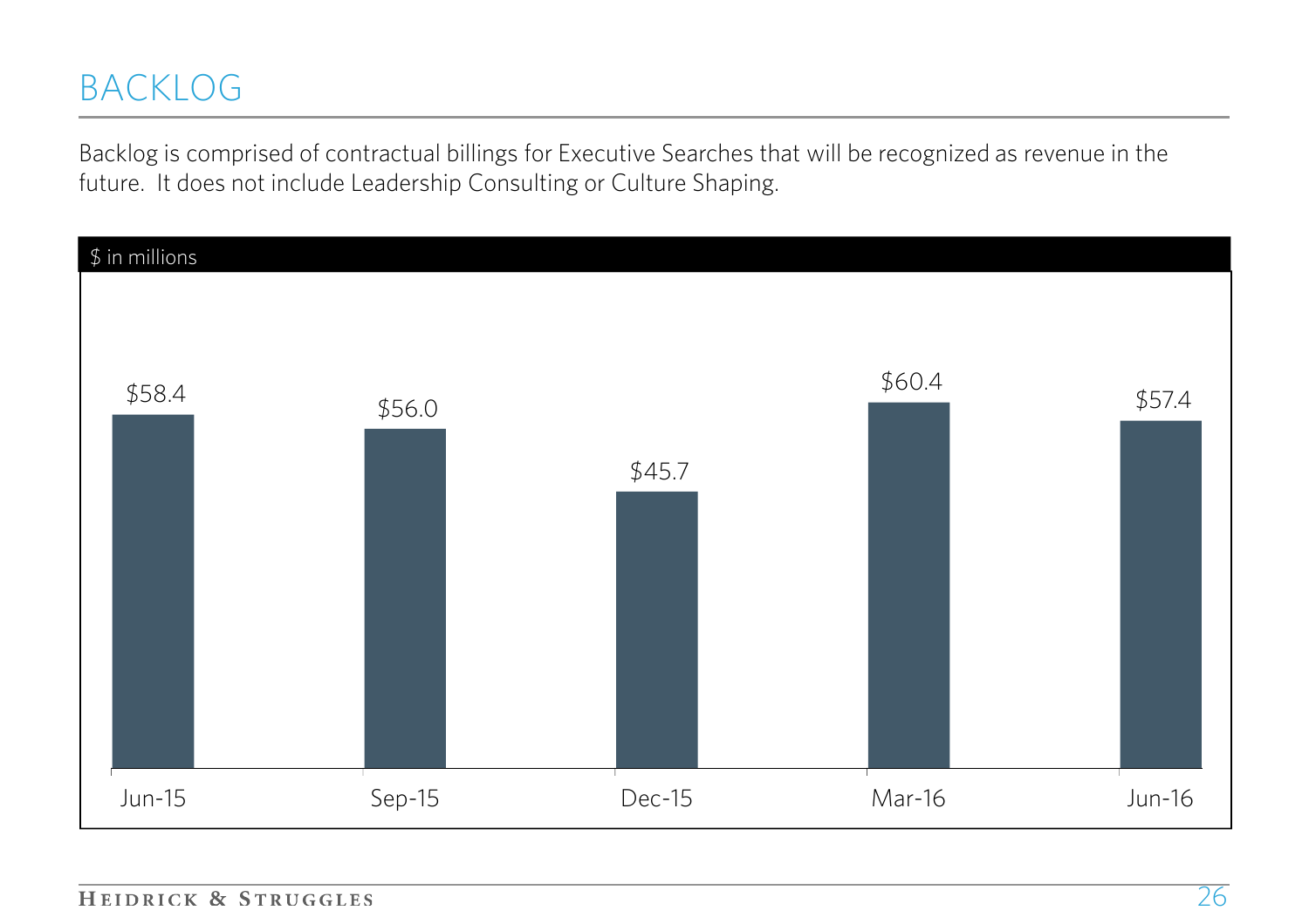# BACKLOG

Backlog is comprised of contractual billings for Executive Searches that will be recognized as revenue in the future. It does not include Leadership Consulting or Culture Shaping.

$ in millions

| Jun-15 | Sep-15 | Dec-15 | Mar-16 | Jun-16 |
|---|---|---|---|---|
| $58.4 | $56.0 | $45.7 | $60.4 | $57.4 |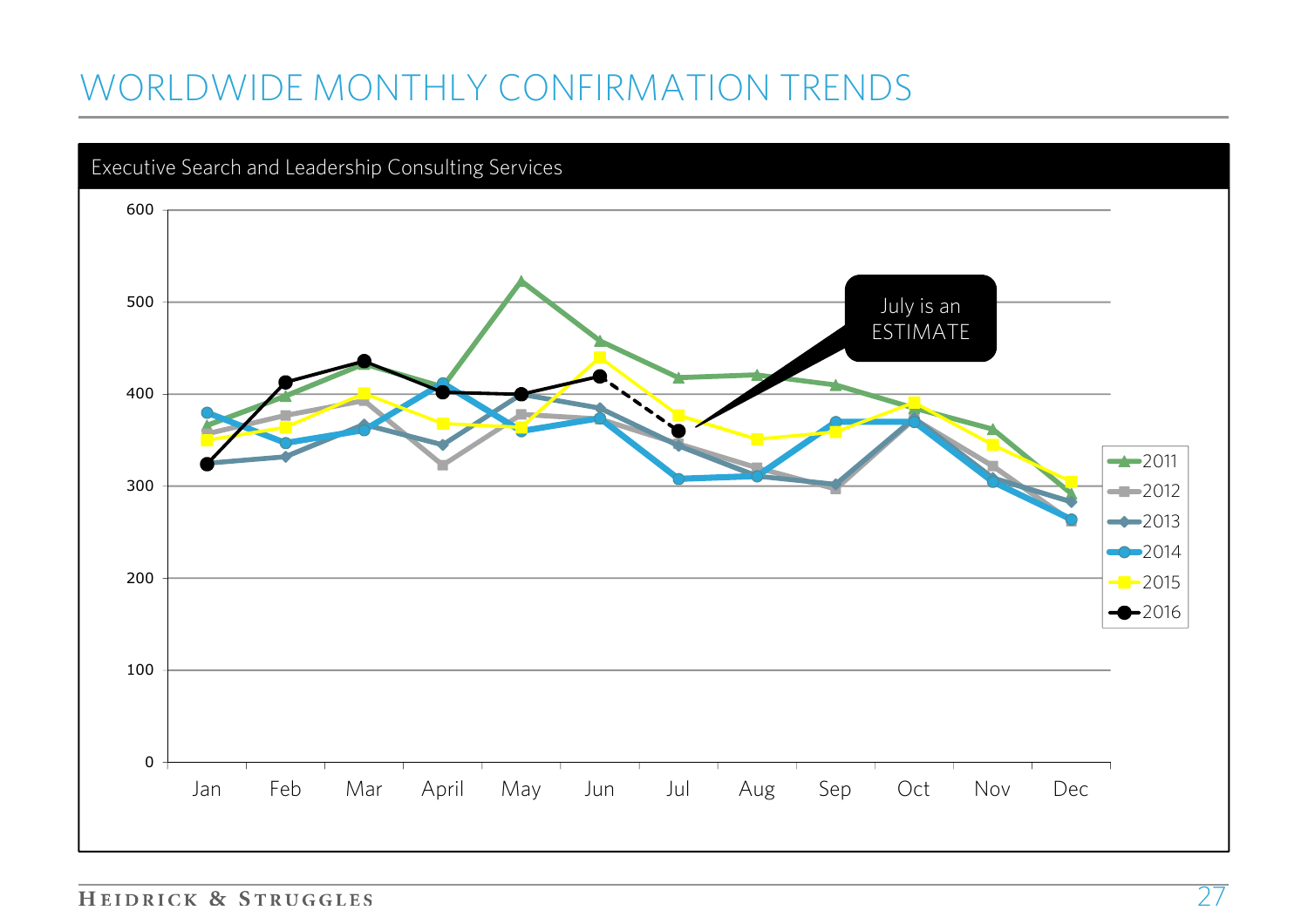# WORLDWIDE MONTHLY CONFIRMATION TRENDS

**Executive Search and Leadership Consulting Services**

July is an ESTIMATE

Legend: 2011, 2012, 2013, 2014, 2015, 2016

Y-axis: 0, 100, 200, 300, 400, 500, 600

X-axis: Jan, Feb, Mar, April, May, Jun, Jul, Aug, Sep, Oct, Nov, Dec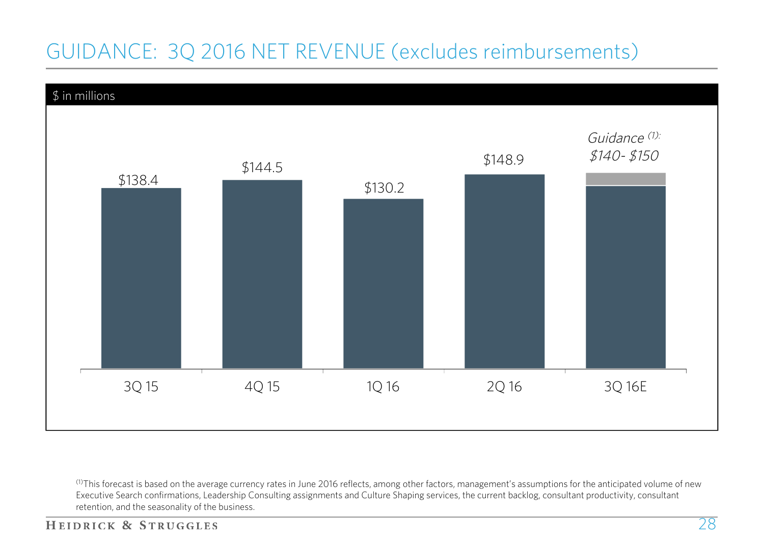# GUIDANCE: 3Q 2016 NET REVENUE (excludes reimbursements)

$ in millions

| Quarter | Net Revenue |
|---|---|
| 3Q 15 | $138.4 |
| 4Q 15 | $144.5 |
| 1Q 16 | $130.2 |
| 2Q 16 | $148.9 |
| 3Q 16E | *Guidance (1): $140- $150* |

(1)This forecast is based on the average currency rates in June 2016 reflects, among other factors, management's assumptions for the anticipated volume of new Executive Search confirmations, Leadership Consulting assignments and Culture Shaping services, the current backlog, consultant productivity, consultant retention, and the seasonality of the business.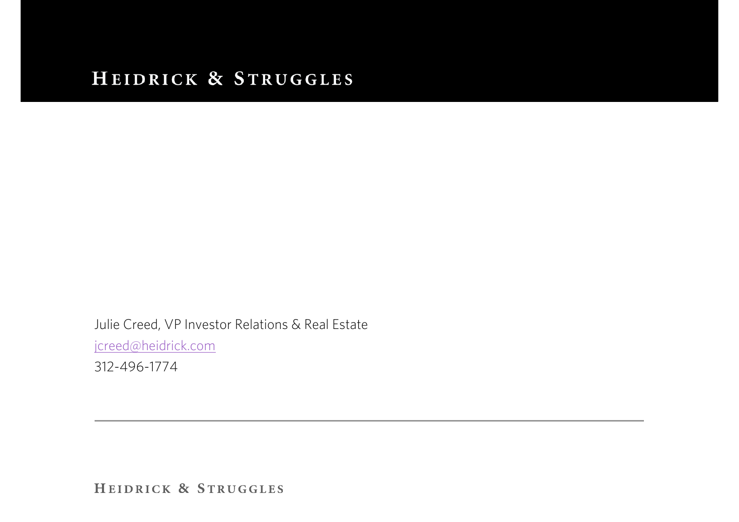# HEIDRICK & STRUGGLES

Julie Creed, VP Investor Relations & Real Estate

jcreed@heidrick.com

312-496-1774

---

HEIDRICK & STRUGGLES